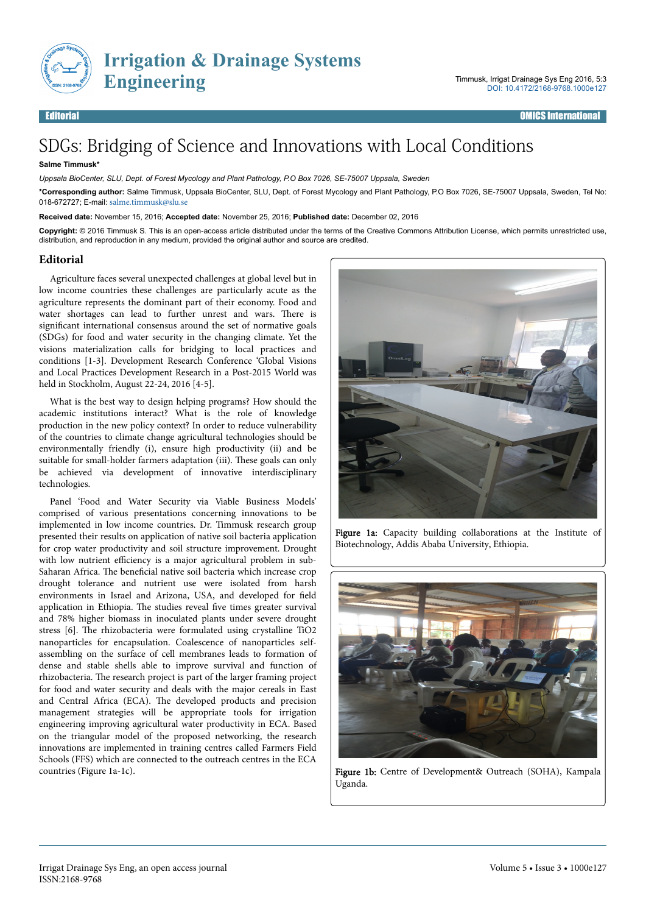# SDGs: Bridging of Science and Innovations with Local Conditions

**Salme Timmusk***

*Uppsala BioCenter, SLU, Dept. of Forest Mycology and Plant Pathology, P.O Box 7026, SE-75007 Uppsala, Sweden*

***Corresponding author:** Salme Timmusk, Uppsala BioCenter, SLU, Dept. of Forest Mycology and Plant Pathology, P.O Box 7026, SE-75007 Uppsala, Sweden, Tel No: 018-672727; E-mail: salme.timmusk@slu.se

**Received date:** November 15, 2016; **Accepted date:** November 25, 2016; **Published date:** December 02, 2016

**Copyright:** © 2016 Timmusk S. This is an open-access article distributed under the terms of the Creative Commons Attribution License, which permits unrestricted use, distribution, and reproduction in any medium, provided the original author and source are credited.

## Editorial

Agriculture faces several unexpected challenges at global level but in low income countries these challenges are particularly acute as the agriculture represents the dominant part of their economy. Food and water shortages can lead to further unrest and wars. There is significant international consensus around the set of normative goals (SDGs) for food and water security in the changing climate. Yet the visions materialization calls for bridging to local practices and conditions [1-3]. Development Research Conference 'Global Visions and Local Practices Development Research in a Post-2015 World was held in Stockholm, August 22-24, 2016 [4-5].

What is the best way to design helping programs? How should the academic institutions interact? What is the role of knowledge production in the new policy context? In order to reduce vulnerability of the countries to climate change agricultural technologies should be environmentally friendly (i), ensure high productivity (ii) and be suitable for small-holder farmers adaptation (iii). These goals can only be achieved via development of innovative interdisciplinary technologies.

Panel 'Food and Water Security via Viable Business Models' comprised of various presentations concerning innovations to be implemented in low income countries. Dr. Timmusk research group presented their results on application of native soil bacteria application for crop water productivity and soil structure improvement. Drought with low nutrient efficiency is a major agricultural problem in sub-Saharan Africa. The beneficial native soil bacteria which increase crop drought tolerance and nutrient use were isolated from harsh environments in Israel and Arizona, USA, and developed for field application in Ethiopia. The studies reveal five times greater survival and 78% higher biomass in inoculated plants under severe drought stress [6]. The rhizobacteria were formulated using crystalline $TiO_2$ nanoparticles for encapsulation. Coalescence of nanoparticles self-assembling on the surface of cell membranes leads to formation of dense and stable shells able to improve survival and function of rhizobacteria. The research project is part of the larger framing project for food and water security and deals with the major cereals in East and Central Africa (ECA). The developed products and precision management strategies will be appropriate tools for irrigation engineering improving agricultural water productivity in ECA. Based on the triangular model of the proposed networking, the research innovations are implemented in training centres called Farmers Field Schools (FFS) which are connected to the outreach centres in the ECA countries (Figure 1a-1c).

**Figure 1a:** Capacity building collaborations at the Institute of Biotechnology, Addis Ababa University, Ethiopia.

**Figure 1b:** Centre of Development& Outreach (SOHA), Kampala Uganda.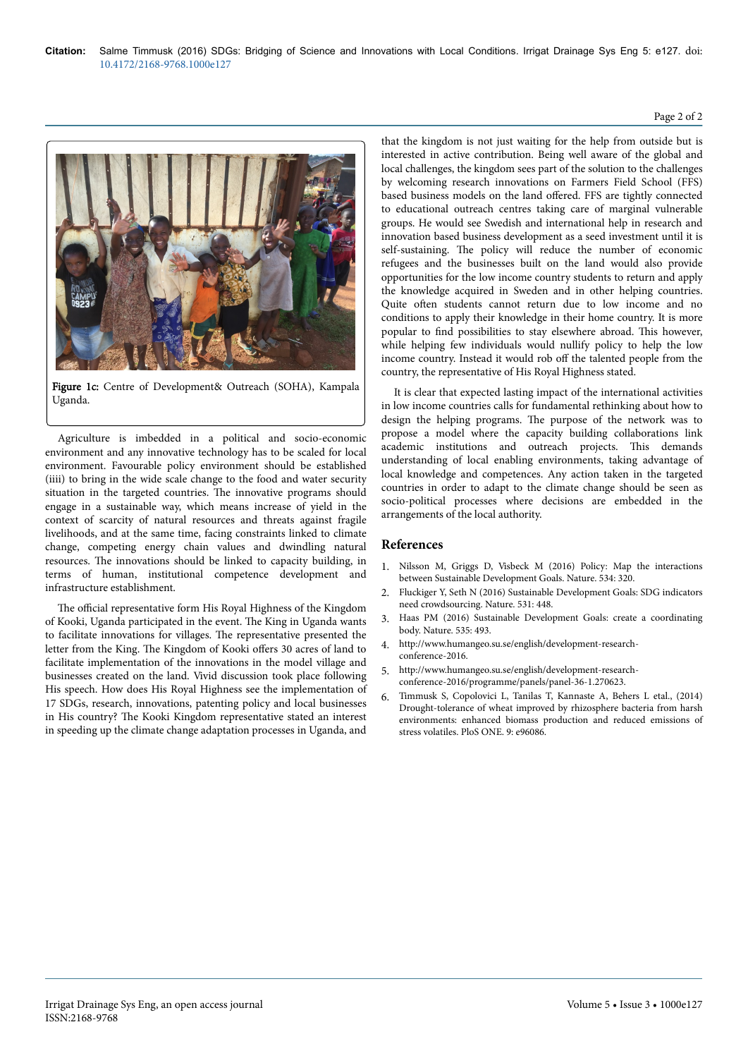Figure 1c: Centre of Development& Outreach (SOHA), Kampala Uganda.

Agriculture is imbedded in a political and socio-economic environment and any innovative technology has to be scaled for local environment. Favourable policy environment should be established (iiii) to bring in the wide scale change to the food and water security situation in the targeted countries. The innovative programs should engage in a sustainable way, which means increase of yield in the context of scarcity of natural resources and threats against fragile livelihoods, and at the same time, facing constraints linked to climate change, competing energy chain values and dwindling natural resources. The innovations should be linked to capacity building, in terms of human, institutional competence development and infrastructure establishment.

The official representative form His Royal Highness of the Kingdom of Kooki, Uganda participated in the event. The King in Uganda wants to facilitate innovations for villages. The representative presented the letter from the King. The Kingdom of Kooki offers 30 acres of land to facilitate implementation of the innovations in the model village and businesses created on the land. Vivid discussion took place following His speech. How does His Royal Highness see the implementation of 17 SDGs, research, innovations, patenting policy and local businesses in His country? The Kooki Kingdom representative stated an interest in speeding up the climate change adaptation processes in Uganda, and that the kingdom is not just waiting for the help from outside but is interested in active contribution. Being well aware of the global and local challenges, the kingdom sees part of the solution to the challenges by welcoming research innovations on Farmers Field School (FFS) based business models on the land offered. FFS are tightly connected to educational outreach centres taking care of marginal vulnerable groups. He would see Swedish and international help in research and innovation based business development as a seed investment until it is self-sustaining. The policy will reduce the number of economic refugees and the businesses built on the land would also provide opportunities for the low income country students to return and apply the knowledge acquired in Sweden and in other helping countries. Quite often students cannot return due to low income and no conditions to apply their knowledge in their home country. It is more popular to find possibilities to stay elsewhere abroad. This however, while helping few individuals would nullify policy to help the low income country. Instead it would rob off the talented people from the country, the representative of His Royal Highness stated.

It is clear that expected lasting impact of the international activities in low income countries calls for fundamental rethinking about how to design the helping programs. The purpose of the network was to propose a model where the capacity building collaborations link academic institutions and outreach projects. This demands understanding of local enabling environments, taking advantage of local knowledge and competences. Any action taken in the targeted countries in order to adapt to the climate change should be seen as socio-political processes where decisions are embedded in the arrangements of the local authority.

## References

1. Nilsson M, Griggs D, Visbeck M (2016) Policy: Map the interactions between Sustainable Development Goals. Nature. 534: 320.
2. Fluckiger Y, Seth N (2016) Sustainable Development Goals: SDG indicators need crowdsourcing. Nature. 531: 448.
3. Haas PM (2016) Sustainable Development Goals: create a coordinating body. Nature. 535: 493.
4. http://www.humangeo.su.se/english/development-research-conference-2016.
5. http://www.humangeo.su.se/english/development-research-conference-2016/programme/panels/panel-36-1.270623.
6. Timmusk S, Copolovici L, Tanilas T, Kannaste A, Behers L etal., (2014) Drought-tolerance of wheat improved by rhizosphere bacteria from harsh environments: enhanced biomass production and reduced emissions of stress volatiles. PloS ONE. 9: e96086.